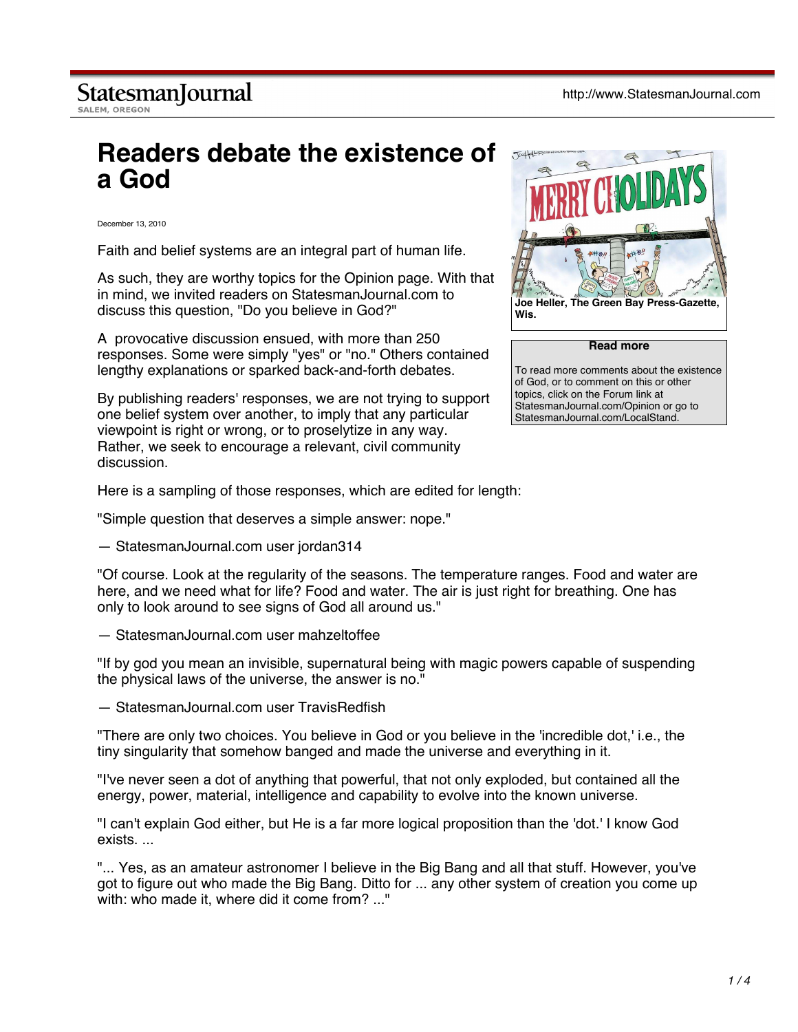StatesmanJournal
SALEM, OREGON

http://www.StatesmanJournal.com

# Readers debate the existence of a God

December 13, 2010

Faith and belief systems are an integral part of human life.

As such, they are worthy topics for the Opinion page. With that in mind, we invited readers on StatesmanJournal.com to discuss this question, "Do you believe in God?"

A provocative discussion ensued, with more than 250 responses. Some were simply "yes" or "no." Others contained lengthy explanations or sparked back-and-forth debates.

By publishing readers' responses, we are not trying to support one belief system over another, to imply that any particular viewpoint is right or wrong, or to proselytize in any way. Rather, we seek to encourage a relevant, civil community discussion.

**Joe Heller, The Green Bay Press-Gazette, Wis.**

**Read more**

To read more comments about the existence of God, or to comment on this or other topics, click on the Forum link at StatesmanJournal.com/Opinion or go to StatesmanJournal.com/LocalStand.

Here is a sampling of those responses, which are edited for length:

"Simple question that deserves a simple answer: nope."

— StatesmanJournal.com user jordan314

"Of course. Look at the regularity of the seasons. The temperature ranges. Food and water are here, and we need what for life? Food and water. The air is just right for breathing. One has only to look around to see signs of God all around us."

— StatesmanJournal.com user mahzeltoffee

"If by god you mean an invisible, supernatural being with magic powers capable of suspending the physical laws of the universe, the answer is no."

— StatesmanJournal.com user TravisRedfish

"There are only two choices. You believe in God or you believe in the 'incredible dot,' i.e., the tiny singularity that somehow banged and made the universe and everything in it.

"I've never seen a dot of anything that powerful, that not only exploded, but contained all the energy, power, material, intelligence and capability to evolve into the known universe.

"I can't explain God either, but He is a far more logical proposition than the 'dot.' I know God exists. ...

"... Yes, as an amateur astronomer I believe in the Big Bang and all that stuff. However, you've got to figure out who made the Big Bang. Ditto for ... any other system of creation you come up with: who made it, where did it come from? ..."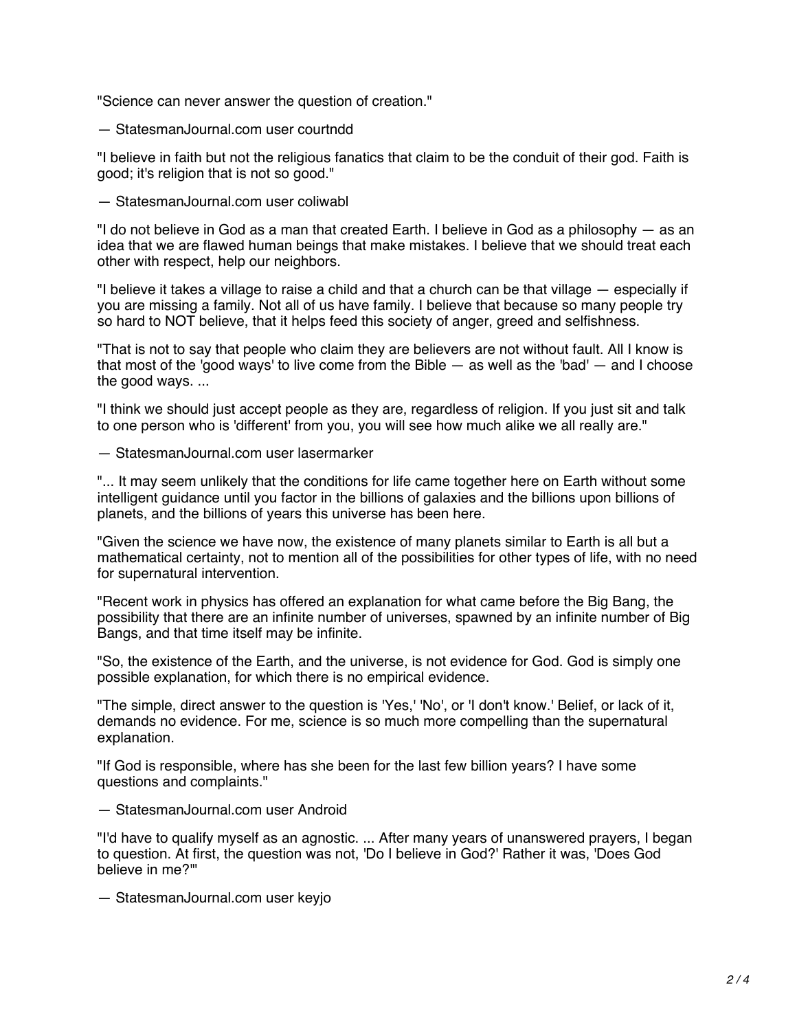"Science can never answer the question of creation."

— StatesmanJournal.com user courtndd

"I believe in faith but not the religious fanatics that claim to be the conduit of their god. Faith is good; it's religion that is not so good."

— StatesmanJournal.com user coliwabl

"I do not believe in God as a man that created Earth. I believe in God as a philosophy — as an idea that we are flawed human beings that make mistakes. I believe that we should treat each other with respect, help our neighbors.

"I believe it takes a village to raise a child and that a church can be that village — especially if you are missing a family. Not all of us have family. I believe that because so many people try so hard to NOT believe, that it helps feed this society of anger, greed and selfishness.

"That is not to say that people who claim they are believers are not without fault. All I know is that most of the 'good ways' to live come from the Bible — as well as the 'bad' — and I choose the good ways. ...

"I think we should just accept people as they are, regardless of religion. If you just sit and talk to one person who is 'different' from you, you will see how much alike we all really are."

— StatesmanJournal.com user lasermarker

"... It may seem unlikely that the conditions for life came together here on Earth without some intelligent guidance until you factor in the billions of galaxies and the billions upon billions of planets, and the billions of years this universe has been here.

"Given the science we have now, the existence of many planets similar to Earth is all but a mathematical certainty, not to mention all of the possibilities for other types of life, with no need for supernatural intervention.

"Recent work in physics has offered an explanation for what came before the Big Bang, the possibility that there are an infinite number of universes, spawned by an infinite number of Big Bangs, and that time itself may be infinite.

"So, the existence of the Earth, and the universe, is not evidence for God. God is simply one possible explanation, for which there is no empirical evidence.

"The simple, direct answer to the question is 'Yes,' 'No', or 'I don't know.' Belief, or lack of it, demands no evidence. For me, science is so much more compelling than the supernatural explanation.

"If God is responsible, where has she been for the last few billion years? I have some questions and complaints."

— StatesmanJournal.com user Android

"I'd have to qualify myself as an agnostic. ... After many years of unanswered prayers, I began to question. At first, the question was not, 'Do I believe in God?' Rather it was, 'Does God believe in me?'"

— StatesmanJournal.com user keyjo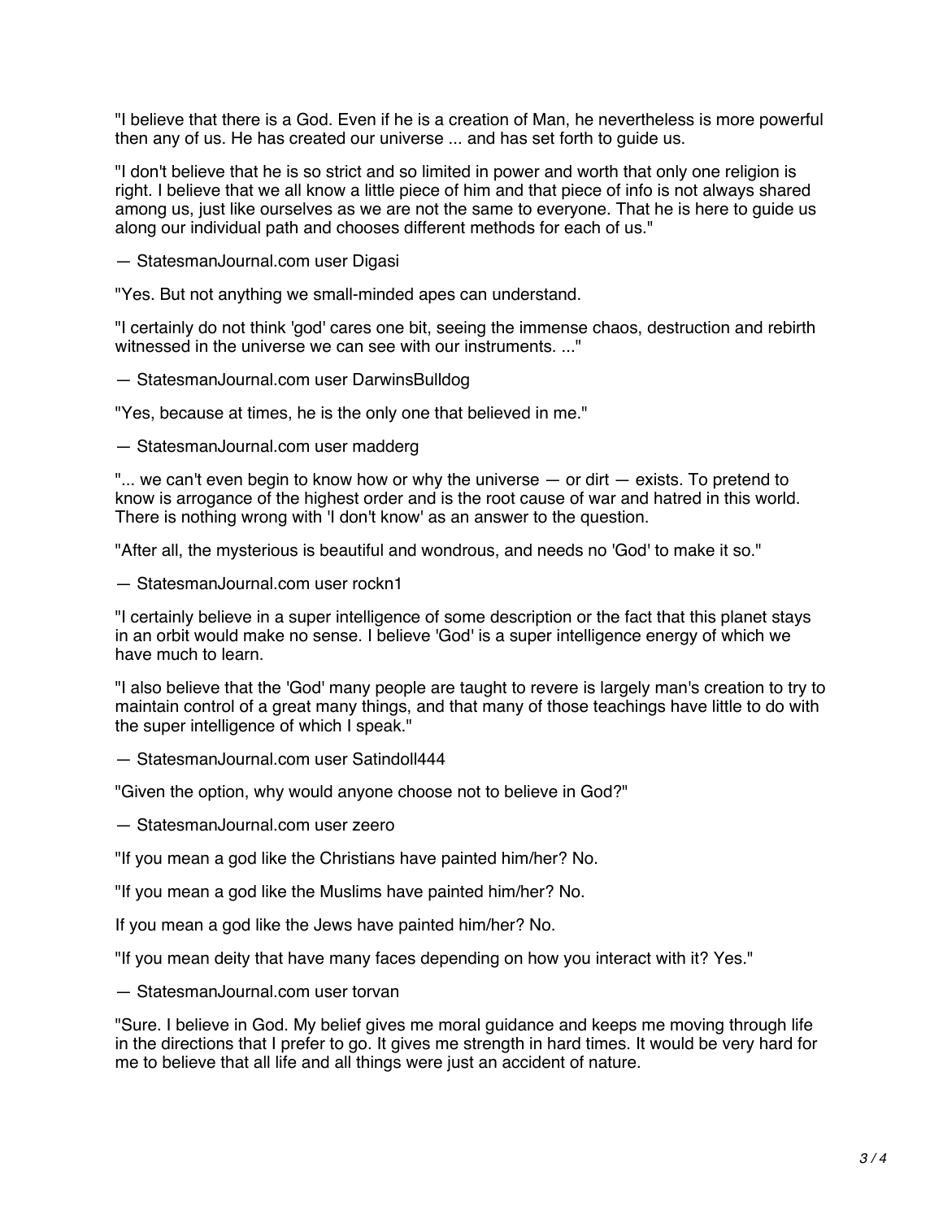"I believe that there is a God. Even if he is a creation of Man, he nevertheless is more powerful then any of us. He has created our universe ... and has set forth to guide us.

"I don't believe that he is so strict and so limited in power and worth that only one religion is right. I believe that we all know a little piece of him and that piece of info is not always shared among us, just like ourselves as we are not the same to everyone. That he is here to guide us along our individual path and chooses different methods for each of us."

— StatesmanJournal.com user Digasi

"Yes. But not anything we small-minded apes can understand.

"I certainly do not think 'god' cares one bit, seeing the immense chaos, destruction and rebirth witnessed in the universe we can see with our instruments. ..."

— StatesmanJournal.com user DarwinsBulldog

"Yes, because at times, he is the only one that believed in me."

— StatesmanJournal.com user madderg

"... we can't even begin to know how or why the universe — or dirt — exists. To pretend to know is arrogance of the highest order and is the root cause of war and hatred in this world. There is nothing wrong with 'I don't know' as an answer to the question.

"After all, the mysterious is beautiful and wondrous, and needs no 'God' to make it so."

— StatesmanJournal.com user rockn1

"I certainly believe in a super intelligence of some description or the fact that this planet stays in an orbit would make no sense. I believe 'God' is a super intelligence energy of which we have much to learn.

"I also believe that the 'God' many people are taught to revere is largely man's creation to try to maintain control of a great many things, and that many of those teachings have little to do with the super intelligence of which I speak."

— StatesmanJournal.com user Satindoll444

"Given the option, why would anyone choose not to believe in God?"

— StatesmanJournal.com user zeero

"If you mean a god like the Christians have painted him/her? No.

"If you mean a god like the Muslims have painted him/her? No.

If you mean a god like the Jews have painted him/her? No.

"If you mean deity that have many faces depending on how you interact with it? Yes."

— StatesmanJournal.com user torvan

"Sure. I believe in God. My belief gives me moral guidance and keeps me moving through life in the directions that I prefer to go. It gives me strength in hard times. It would be very hard for me to believe that all life and all things were just an accident of nature.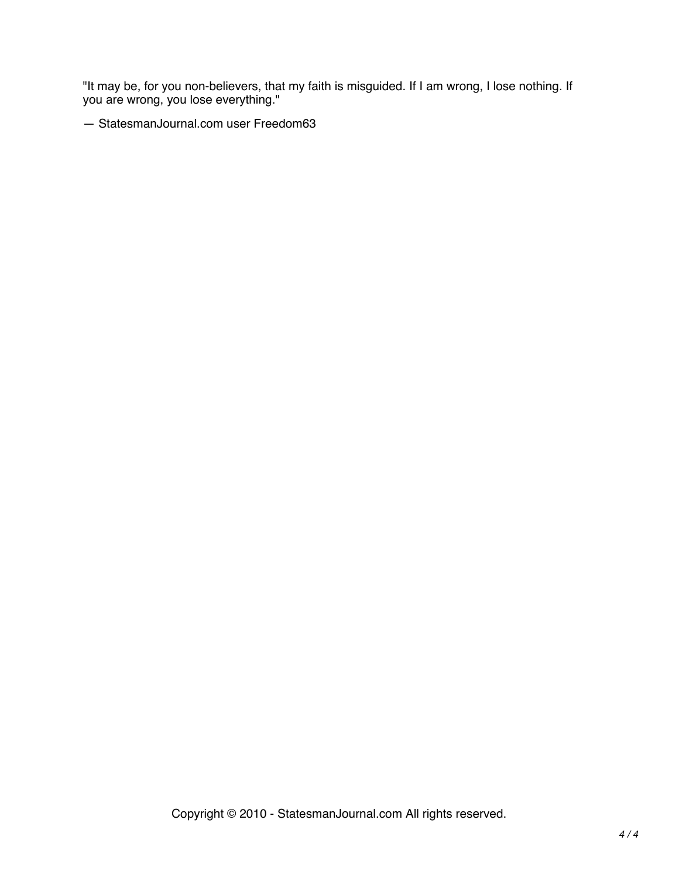"It may be, for you non-believers, that my faith is misguided. If I am wrong, I lose nothing. If you are wrong, you lose everything."

— StatesmanJournal.com user Freedom63

Copyright © 2010 - StatesmanJournal.com All rights reserved.